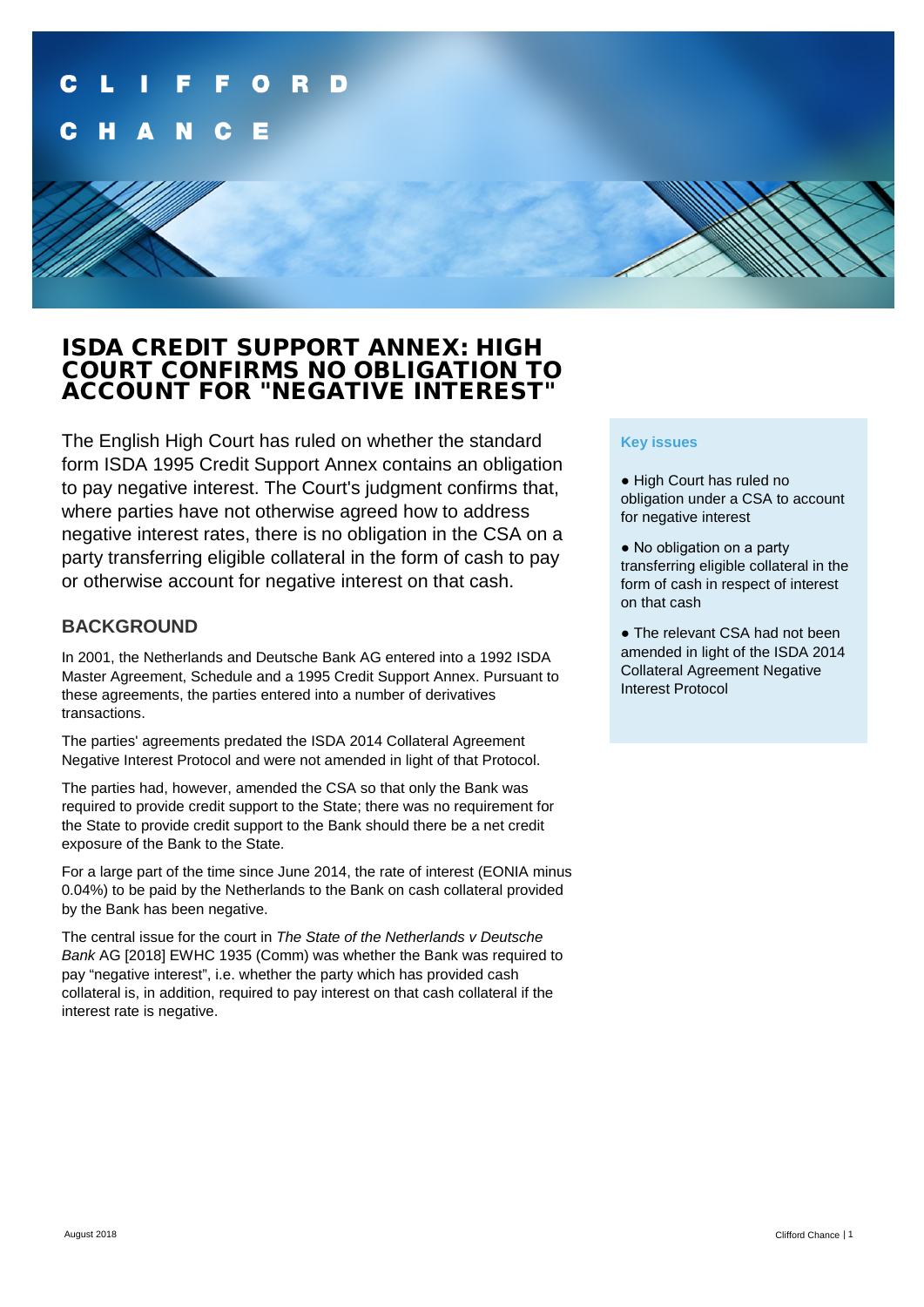# ISDA CREDIT SUPPORT ANNEX: HIGH COURT CONFIRMS NO OBLIGATION TO ACCOUNT FOR "NEGATIVE INTEREST"

The English High Court has ruled on whether the standard form ISDA 1995 Credit Support Annex contains an obligation to pay negative interest. The Court's judgment confirms that, where parties have not otherwise agreed how to address negative interest rates, there is no obligation in the CSA on a party transferring eligible collateral in the form of cash to pay or otherwise account for negative interest on that cash.

**Key issues**

- High Court has ruled no obligation under a CSA to account for negative interest
- No obligation on a party transferring eligible collateral in the form of cash in respect of interest on that cash
- The relevant CSA had not been amended in light of the ISDA 2014 Collateral Agreement Negative Interest Protocol

## BACKGROUND

In 2001, the Netherlands and Deutsche Bank AG entered into a 1992 ISDA Master Agreement, Schedule and a 1995 Credit Support Annex. Pursuant to these agreements, the parties entered into a number of derivatives transactions.

The parties' agreements predated the ISDA 2014 Collateral Agreement Negative Interest Protocol and were not amended in light of that Protocol.

The parties had, however, amended the CSA so that only the Bank was required to provide credit support to the State; there was no requirement for the State to provide credit support to the Bank should there be a net credit exposure of the Bank to the State.

For a large part of the time since June 2014, the rate of interest (EONIA minus 0.04%) to be paid by the Netherlands to the Bank on cash collateral provided by the Bank has been negative.

The central issue for the court in *The State of the Netherlands v Deutsche Bank* AG [2018] EWHC 1935 (Comm) was whether the Bank was required to pay "negative interest", i.e. whether the party which has provided cash collateral is, in addition, required to pay interest on that cash collateral if the interest rate is negative.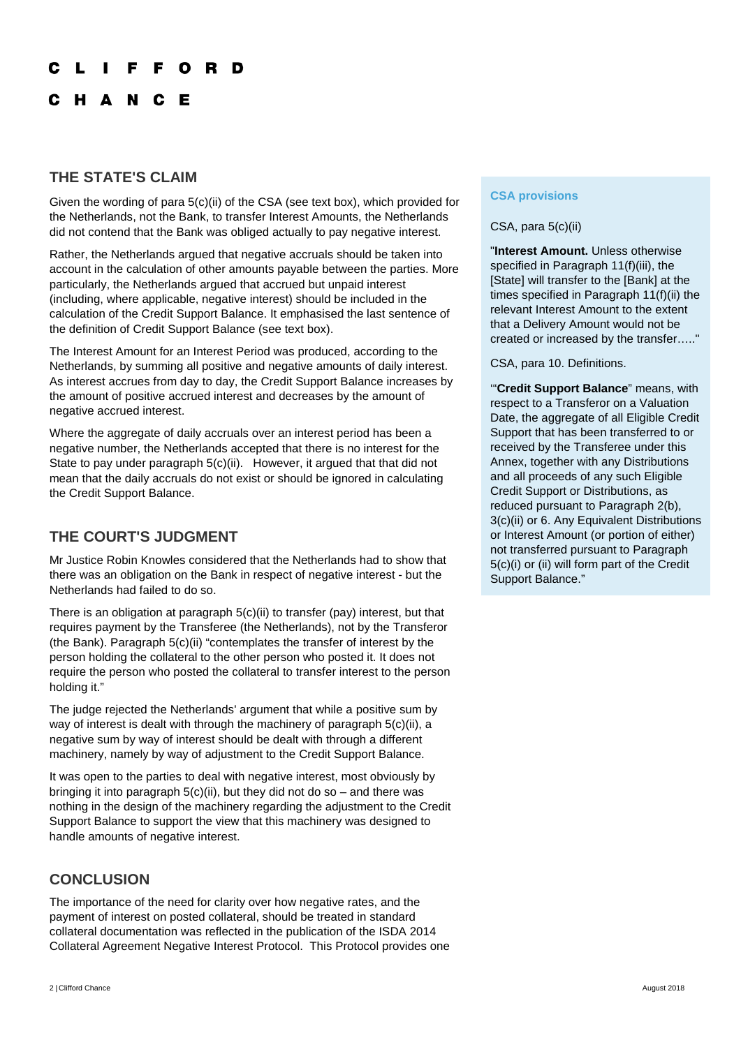## THE STATE'S CLAIM

Given the wording of para 5(c)(ii) of the CSA (see text box), which provided for the Netherlands, not the Bank, to transfer Interest Amounts, the Netherlands did not contend that the Bank was obliged actually to pay negative interest.

Rather, the Netherlands argued that negative accruals should be taken into account in the calculation of other amounts payable between the parties. More particularly, the Netherlands argued that accrued but unpaid interest (including, where applicable, negative interest) should be included in the calculation of the Credit Support Balance. It emphasised the last sentence of the definition of Credit Support Balance (see text box).

The Interest Amount for an Interest Period was produced, according to the Netherlands, by summing all positive and negative amounts of daily interest. As interest accrues from day to day, the Credit Support Balance increases by the amount of positive accrued interest and decreases by the amount of negative accrued interest.

Where the aggregate of daily accruals over an interest period has been a negative number, the Netherlands accepted that there is no interest for the State to pay under paragraph 5(c)(ii). However, it argued that that did not mean that the daily accruals do not exist or should be ignored in calculating the Credit Support Balance.

## THE COURT'S JUDGMENT

Mr Justice Robin Knowles considered that the Netherlands had to show that there was an obligation on the Bank in respect of negative interest - but the Netherlands had failed to do so.

There is an obligation at paragraph 5(c)(ii) to transfer (pay) interest, but that requires payment by the Transferee (the Netherlands), not by the Transferor (the Bank). Paragraph 5(c)(ii) "contemplates the transfer of interest by the person holding the collateral to the other person who posted it. It does not require the person who posted the collateral to transfer interest to the person holding it."

The judge rejected the Netherlands' argument that while a positive sum by way of interest is dealt with through the machinery of paragraph 5(c)(ii), a negative sum by way of interest should be dealt with through a different machinery, namely by way of adjustment to the Credit Support Balance.

It was open to the parties to deal with negative interest, most obviously by bringing it into paragraph 5(c)(ii), but they did not do so – and there was nothing in the design of the machinery regarding the adjustment to the Credit Support Balance to support the view that this machinery was designed to handle amounts of negative interest.

## CONCLUSION

The importance of the need for clarity over how negative rates, and the payment of interest on posted collateral, should be treated in standard collateral documentation was reflected in the publication of the ISDA 2014 Collateral Agreement Negative Interest Protocol. This Protocol provides one

### CSA provisions

CSA, para 5(c)(ii)

"**Interest Amount.** Unless otherwise specified in Paragraph 11(f)(iii), the [State] will transfer to the [Bank] at the times specified in Paragraph 11(f)(ii) the relevant Interest Amount to the extent that a Delivery Amount would not be created or increased by the transfer….."

CSA, para 10. Definitions.

"'**Credit Support Balance**" means, with respect to a Transferor on a Valuation Date, the aggregate of all Eligible Credit Support that has been transferred to or received by the Transferee under this Annex, together with any Distributions and all proceeds of any such Eligible Credit Support or Distributions, as reduced pursuant to Paragraph 2(b), 3(c)(ii) or 6. Any Equivalent Distributions or Interest Amount (or portion of either) not transferred pursuant to Paragraph 5(c)(i) or (ii) will form part of the Credit Support Balance."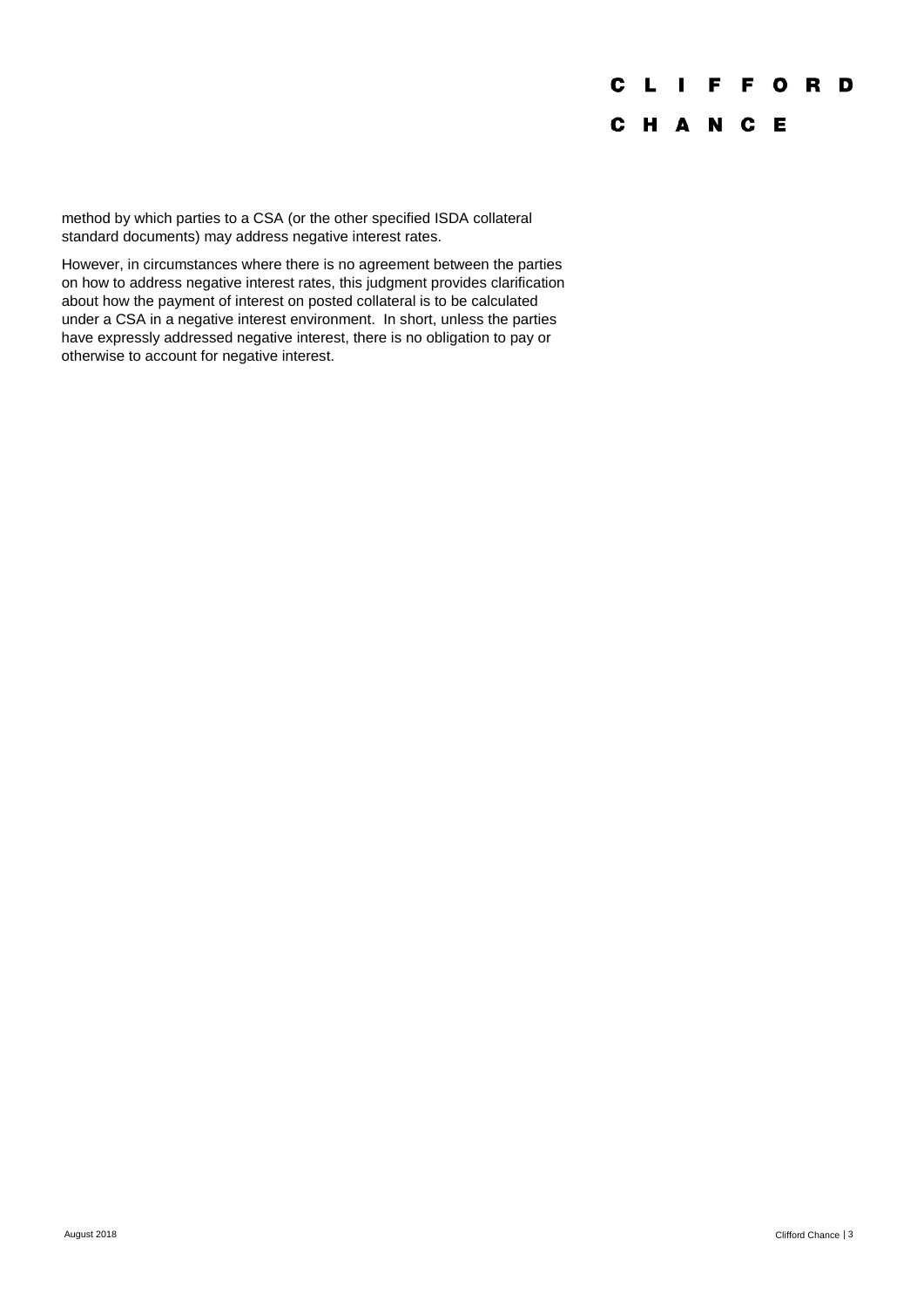method by which parties to a CSA (or the other specified ISDA collateral standard documents) may address negative interest rates.

However, in circumstances where there is no agreement between the parties on how to address negative interest rates, this judgment provides clarification about how the payment of interest on posted collateral is to be calculated under a CSA in a negative interest environment. In short, unless the parties have expressly addressed negative interest, there is no obligation to pay or otherwise to account for negative interest.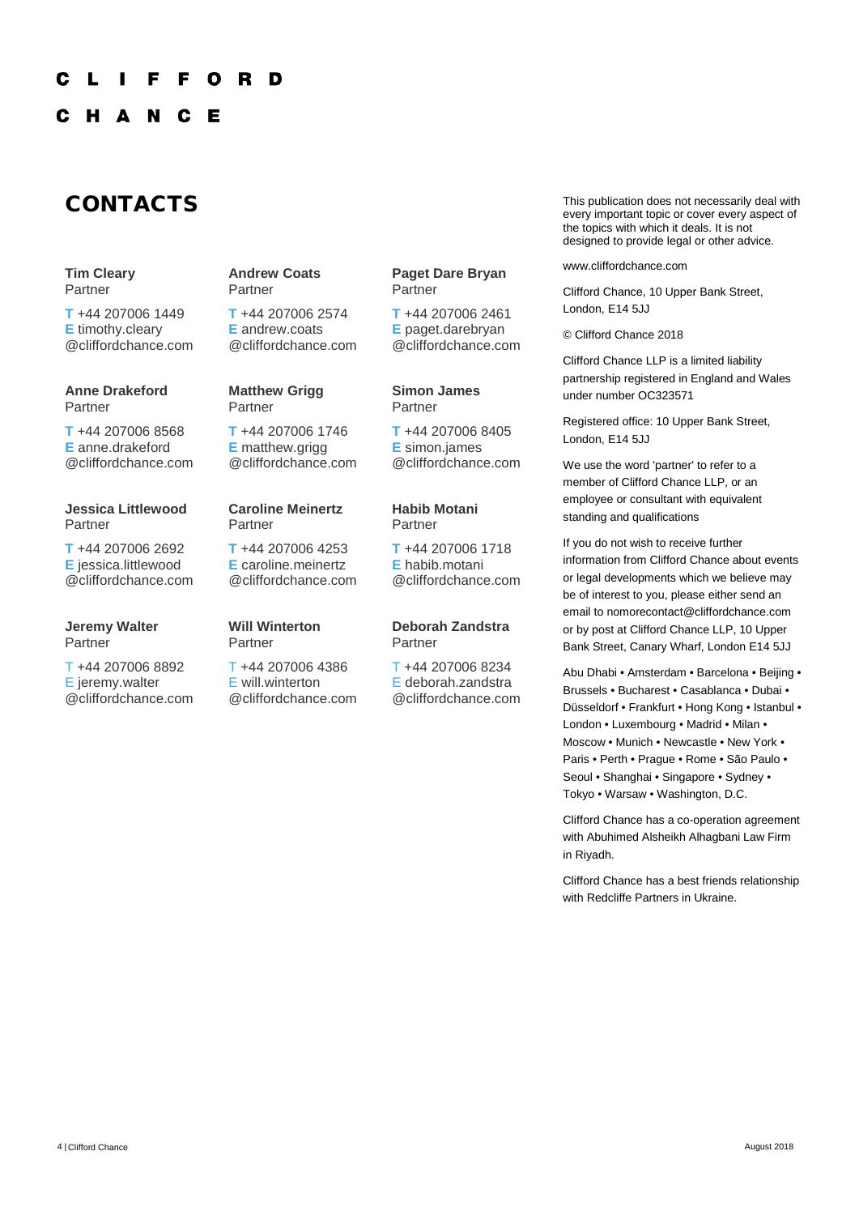CLIFFORD

CHANCE

# CONTACTS

**Tim Cleary**
Partner

T +44 207006 1449
E timothy.cleary
@cliffordchance.com

**Andrew Coats**
Partner

T +44 207006 2574
E andrew.coats
@cliffordchance.com

**Paget Dare Bryan**
Partner

T +44 207006 2461
E paget.darebryan
@cliffordchance.com

**Anne Drakeford**
Partner

T +44 207006 8568
E anne.drakeford
@cliffordchance.com

**Matthew Grigg**
Partner

T +44 207006 1746
E matthew.grigg
@cliffordchance.com

**Simon James**
Partner

T +44 207006 8405
E simon.james
@cliffordchance.com

**Jessica Littlewood**
Partner

T +44 207006 2692
E jessica.littlewood
@cliffordchance.com

**Caroline Meinertz**
Partner

T +44 207006 4253
E caroline.meinertz
@cliffordchance.com

**Habib Motani**
Partner

T +44 207006 1718
E habib.motani
@cliffordchance.com

**Jeremy Walter**
Partner

T +44 207006 8892
E jeremy.walter
@cliffordchance.com

**Will Winterton**
Partner

T +44 207006 4386
E will.winterton
@cliffordchance.com

**Deborah Zandstra**
Partner

T +44 207006 8234
E deborah.zandstra
@cliffordchance.com

This publication does not necessarily deal with every important topic or cover every aspect of the topics with which it deals. It is not designed to provide legal or other advice.

www.cliffordchance.com

Clifford Chance, 10 Upper Bank Street, London, E14 5JJ

© Clifford Chance 2018

Clifford Chance LLP is a limited liability partnership registered in England and Wales under number OC323571

Registered office: 10 Upper Bank Street, London, E14 5JJ

We use the word 'partner' to refer to a member of Clifford Chance LLP, or an employee or consultant with equivalent standing and qualifications

If you do not wish to receive further information from Clifford Chance about events or legal developments which we believe may be of interest to you, please either send an email to nomorecontact@cliffordchance.com or by post at Clifford Chance LLP, 10 Upper Bank Street, Canary Wharf, London E14 5JJ

Abu Dhabi • Amsterdam • Barcelona • Beijing • Brussels • Bucharest • Casablanca • Dubai • Düsseldorf • Frankfurt • Hong Kong • Istanbul • London • Luxembourg • Madrid • Milan • Moscow • Munich • Newcastle • New York • Paris • Perth • Prague • Rome • São Paulo • Seoul • Shanghai • Singapore • Sydney • Tokyo • Warsaw • Washington, D.C.

Clifford Chance has a co-operation agreement with Abuhimed Alsheikh Alhagbani Law Firm in Riyadh.

Clifford Chance has a best friends relationship with Redcliffe Partners in Ukraine.